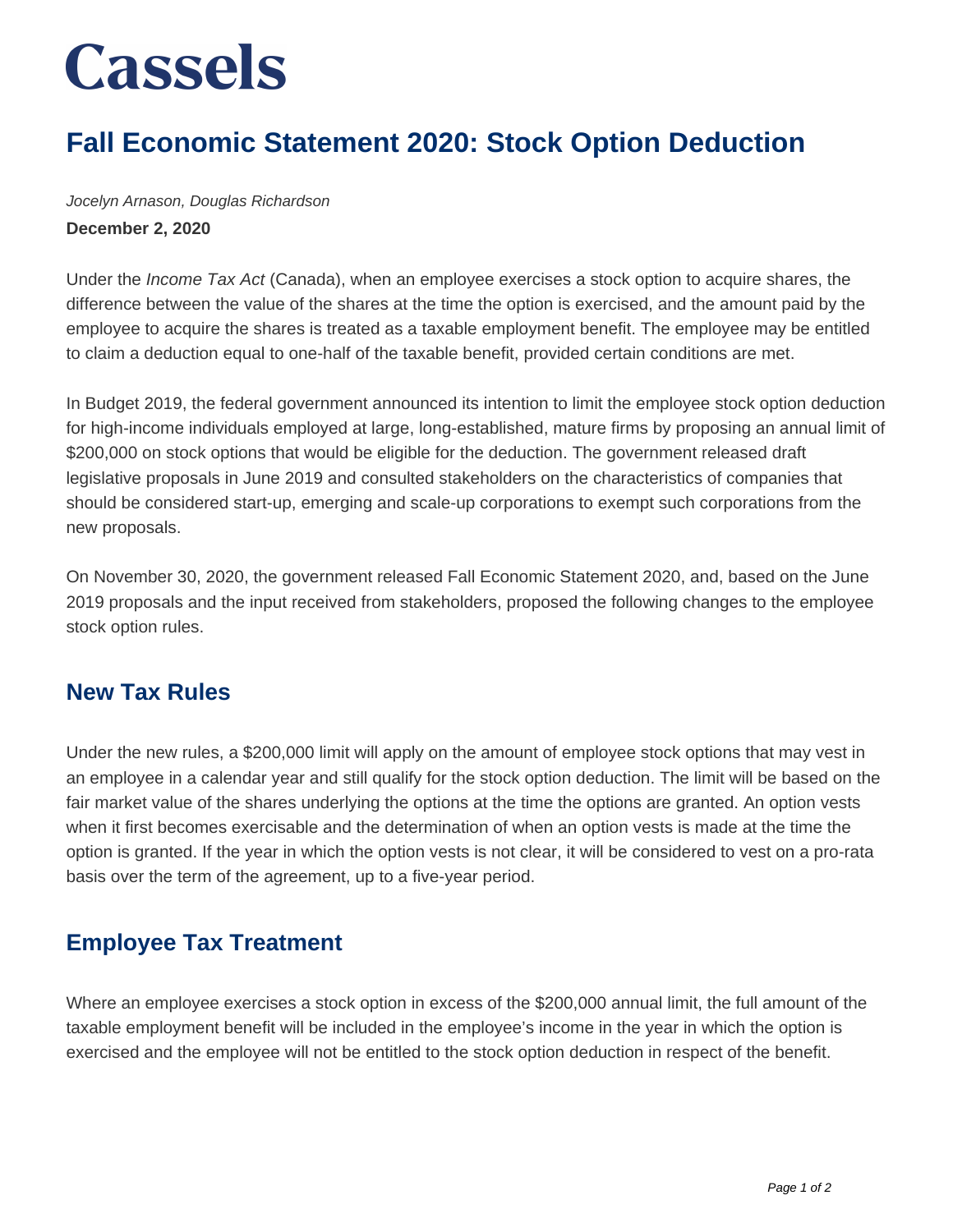# Cassels

## Fall Economic Statement 2020: Stock Option Deduction

*Jocelyn Arnason, Douglas Richardson*

**December 2, 2020**

Under the *Income Tax Act* (Canada), when an employee exercises a stock option to acquire shares, the difference between the value of the shares at the time the option is exercised, and the amount paid by the employee to acquire the shares is treated as a taxable employment benefit. The employee may be entitled to claim a deduction equal to one-half of the taxable benefit, provided certain conditions are met.

In Budget 2019, the federal government announced its intention to limit the employee stock option deduction for high-income individuals employed at large, long-established, mature firms by proposing an annual limit of $200,000 on stock options that would be eligible for the deduction. The government released draft legislative proposals in June 2019 and consulted stakeholders on the characteristics of companies that should be considered start-up, emerging and scale-up corporations to exempt such corporations from the new proposals.

On November 30, 2020, the government released Fall Economic Statement 2020, and, based on the June 2019 proposals and the input received from stakeholders, proposed the following changes to the employee stock option rules.

### New Tax Rules

Under the new rules, a $200,000 limit will apply on the amount of employee stock options that may vest in an employee in a calendar year and still qualify for the stock option deduction. The limit will be based on the fair market value of the shares underlying the options at the time the options are granted. An option vests when it first becomes exercisable and the determination of when an option vests is made at the time the option is granted. If the year in which the option vests is not clear, it will be considered to vest on a pro-rata basis over the term of the agreement, up to a five-year period.

### Employee Tax Treatment

Where an employee exercises a stock option in excess of the $200,000 annual limit, the full amount of the taxable employment benefit will be included in the employee's income in the year in which the option is exercised and the employee will not be entitled to the stock option deduction in respect of the benefit.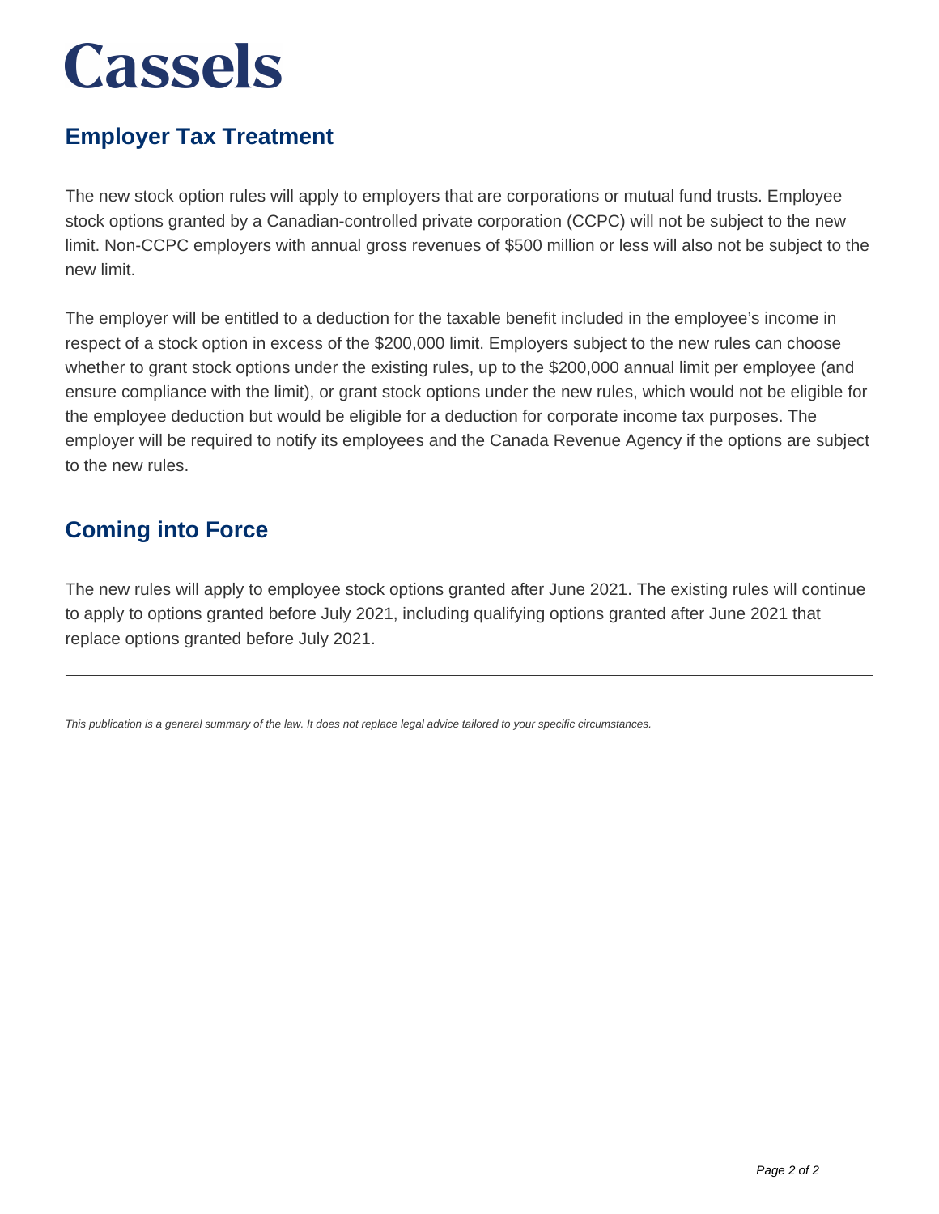## Employer Tax Treatment

The new stock option rules will apply to employers that are corporations or mutual fund trusts. Employee stock options granted by a Canadian-controlled private corporation (CCPC) will not be subject to the new limit. Non-CCPC employers with annual gross revenues of $500 million or less will also not be subject to the new limit.

The employer will be entitled to a deduction for the taxable benefit included in the employee's income in respect of a stock option in excess of the $200,000 limit. Employers subject to the new rules can choose whether to grant stock options under the existing rules, up to the $200,000 annual limit per employee (and ensure compliance with the limit), or grant stock options under the new rules, which would not be eligible for the employee deduction but would be eligible for a deduction for corporate income tax purposes. The employer will be required to notify its employees and the Canada Revenue Agency if the options are subject to the new rules.

## Coming into Force

The new rules will apply to employee stock options granted after June 2021. The existing rules will continue to apply to options granted before July 2021, including qualifying options granted after June 2021 that replace options granted before July 2021.

---

*This publication is a general summary of the law. It does not replace legal advice tailored to your specific circumstances.*